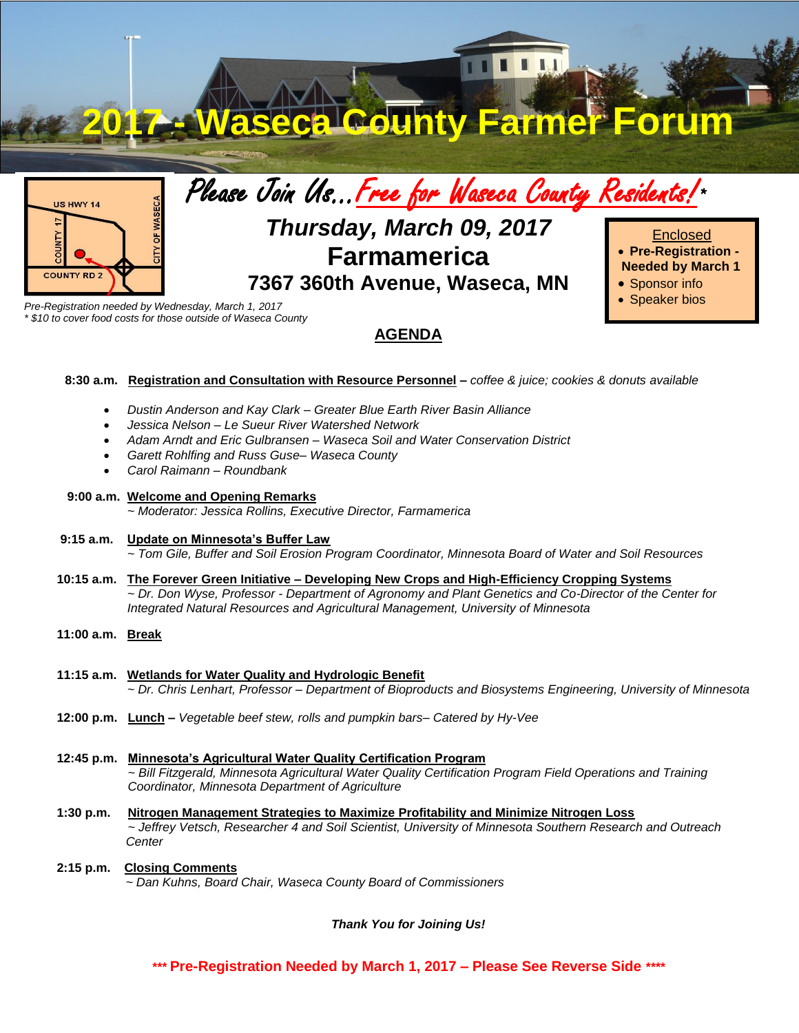# 2017 - Waseca County Farmer Forum

US HWY 14
COUNTY 17
CITY OF WASECA
COUNTY RD 2

## Please Join Us…Free for Waseca County Residents!*

### *Thursday, March 09, 2017*
### Farmamerica
### 7367 360th Avenue, Waseca, MN

*Pre-Registration needed by Wednesday, March 1, 2017*
*\* $10 to cover food costs for those outside of Waseca County*

Enclosed
- **Pre-Registration - Needed by March 1**
- Sponsor info
- Speaker bios

## AGENDA

**8:30 a.m.** **Registration and Consultation with Resource Personnel** – *coffee & juice; cookies & donuts available*

- *Dustin Anderson and Kay Clark – Greater Blue Earth River Basin Alliance*
- *Jessica Nelson – Le Sueur River Watershed Network*
- *Adam Arndt and Eric Gulbransen – Waseca Soil and Water Conservation District*
- *Garett Rohlfing and Russ Guse– Waseca County*
- *Carol Raimann – Roundbank*

**9:00 a.m.** **Welcome and Opening Remarks**
*~ Moderator: Jessica Rollins, Executive Director, Farmamerica*

**9:15 a.m.** **Update on Minnesota's Buffer Law**
*~ Tom Gile, Buffer and Soil Erosion Program Coordinator, Minnesota Board of Water and Soil Resources*

**10:15 a.m.** **The Forever Green Initiative – Developing New Crops and High-Efficiency Cropping Systems**
*~ Dr. Don Wyse, Professor - Department of Agronomy and Plant Genetics and Co-Director of the Center for Integrated Natural Resources and Agricultural Management, University of Minnesota*

**11:00 a.m.** **Break**

**11:15 a.m.** **Wetlands for Water Quality and Hydrologic Benefit**
*~ Dr. Chris Lenhart, Professor – Department of Bioproducts and Biosystems Engineering, University of Minnesota*

**12:00 p.m.** **Lunch** – *Vegetable beef stew, rolls and pumpkin bars– Catered by Hy-Vee*

**12:45 p.m.** **Minnesota's Agricultural Water Quality Certification Program**
*~ Bill Fitzgerald, Minnesota Agricultural Water Quality Certification Program Field Operations and Training Coordinator, Minnesota Department of Agriculture*

**1:30 p.m.** **Nitrogen Management Strategies to Maximize Profitability and Minimize Nitrogen Loss**
*~ Jeffrey Vetsch, Researcher 4 and Soil Scientist, University of Minnesota Southern Research and Outreach Center*

**2:15 p.m.** **Closing Comments**
*~ Dan Kuhns, Board Chair, Waseca County Board of Commissioners*

***Thank You for Joining Us!***

**\*\*\* Pre-Registration Needed by March 1, 2017 – Please See Reverse Side \*\*\*\***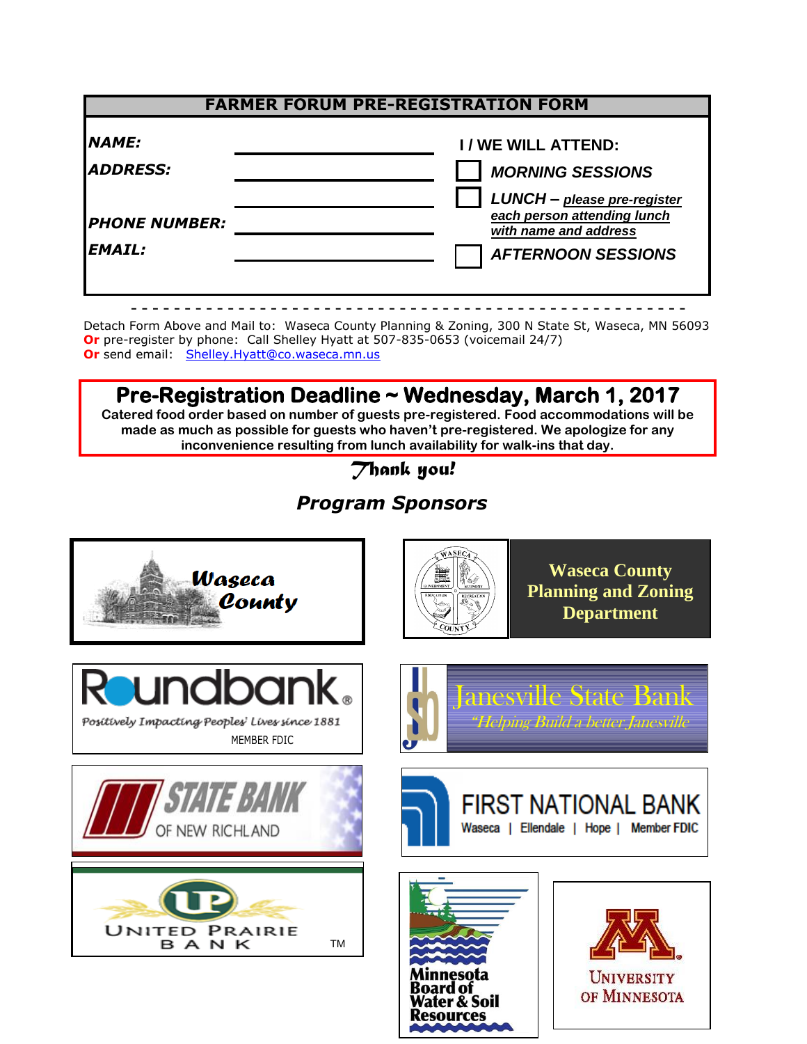## FARMER FORUM PRE-REGISTRATION FORM

***NAME:*** ____________________

***ADDRESS:*** ____________________

____________________

***PHONE NUMBER:*** ____________________

***EMAIL:*** ____________________

**I / WE WILL ATTEND:**

- ☐ ***MORNING SESSIONS***
- ☐ ***LUNCH –*** ***please pre-register each person attending lunch with name and address***
- ☐ ***AFTERNOON SESSIONS***

- - - - - - - - - - - - - - - - - - - - - - - - - - - - - - - - - - - - - - - - - - - - - - - - -

Detach Form Above and Mail to: Waseca County Planning & Zoning, 300 N State St, Waseca, MN 56093
**Or** pre-register by phone: Call Shelley Hyatt at 507-835-0653 (voicemail 24/7)
**Or** send email: Shelley.Hyatt@co.waseca.mn.us

## Pre-Registration Deadline ~ Wednesday, March 1, 2017

**Catered food order based on number of guests pre-registered. Food accommodations will be made as much as possible for guests who haven't pre-registered. We apologize for any inconvenience resulting from lunch availability for walk-ins that day.**

*Thank you!*

### *Program Sponsors*

Waseca County

Waseca County Planning and Zoning Department

Roundbank – Positively Impacting Peoples' Lives since 1881 – MEMBER FDIC

Janesville State Bank – "Helping Build a better Janesville"

State Bank of New Richland

First National Bank – Waseca | Ellendale | Hope | Member FDIC

United Prairie Bank ™

Minnesota Board of Water & Soil Resources

University of Minnesota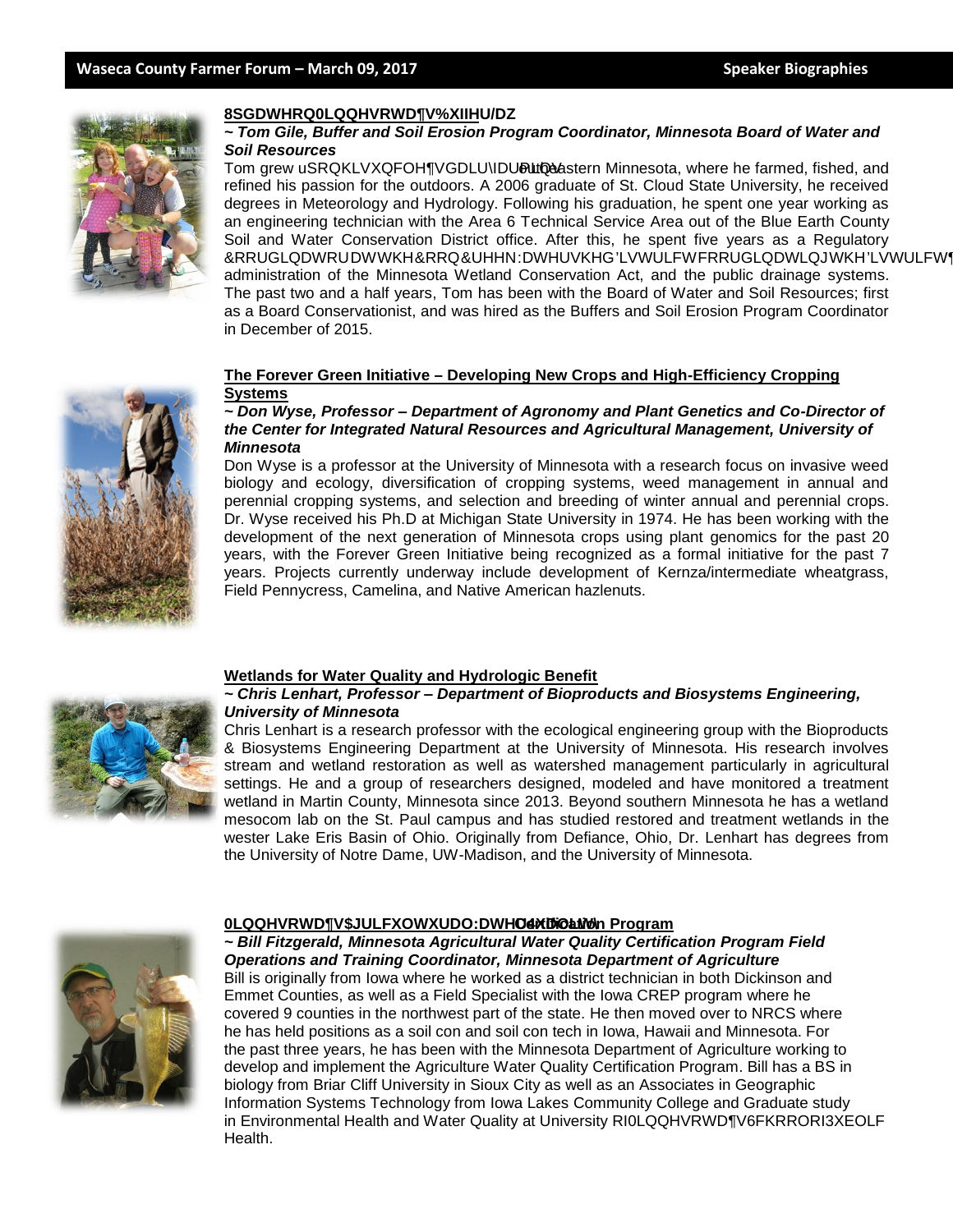**8SGDWHRQ0LQQHVRWD¶V%XIIHU/DZ**

***~ Tom Gile, Buffer and Soil Erosion Program Coordinator, Minnesota Board of Water and Soil Resources***

Tom grew uSRQKLVXQFOH¶VGDLU\IDUPLQ southeastern Minnesota, where he farmed, fished, and refined his passion for the outdoors. A 2006 graduate of St. Cloud State University, he received degrees in Meteorology and Hydrology. Following his graduation, he spent one year working as an engineering technician with the Area 6 Technical Service Area out of the Blue Earth County Soil and Water Conservation District office. After this, he spent five years as a Regulatory &RRUGLQDWRUDWWKH&RRQ&UHHN:DWHUVKHG'LVWULFWFRRUGLQDWLQJWKH'LVWULFW¶ administration of the Minnesota Wetland Conservation Act, and the public drainage systems. The past two and a half years, Tom has been with the Board of Water and Soil Resources; first as a Board Conservationist, and was hired as the Buffers and Soil Erosion Program Coordinator in December of 2015.

**The Forever Green Initiative – Developing New Crops and High-Efficiency Cropping Systems**

***~ Don Wyse, Professor – Department of Agronomy and Plant Genetics and Co-Director of the Center for Integrated Natural Resources and Agricultural Management, University of Minnesota***

Don Wyse is a professor at the University of Minnesota with a research focus on invasive weed biology and ecology, diversification of cropping systems, weed management in annual and perennial cropping systems, and selection and breeding of winter annual and perennial crops. Dr. Wyse received his Ph.D at Michigan State University in 1974. He has been working with the development of the next generation of Minnesota crops using plant genomics for the past 20 years, with the Forever Green Initiative being recognized as a formal initiative for the past 7 years. Projects currently underway include development of Kernza/intermediate wheatgrass, Field Pennycress, Camelina, and Native American hazlenuts.

**Wetlands for Water Quality and Hydrologic Benefit**

***~ Chris Lenhart, Professor – Department of Bioproducts and Biosystems Engineering, University of Minnesota***

Chris Lenhart is a research professor with the ecological engineering group with the Bioproducts & Biosystems Engineering Department at the University of Minnesota. His research involves stream and wetland restoration as well as watershed management particularly in agricultural settings. He and a group of researchers designed, modeled and have monitored a treatment wetland in Martin County, Minnesota since 2013. Beyond southern Minnesota he has a wetland mesocom lab on the St. Paul campus and has studied restored and treatment wetlands in the wester Lake Eris Basin of Ohio. Originally from Defiance, Ohio, Dr. Lenhart has degrees from the University of Notre Dame, UW-Madison, and the University of Minnesota.

**0LQQHVRWD¶V$JULFXOWXUDO:DWHU Certification Program**

***~ Bill Fitzgerald, Minnesota Agricultural Water Quality Certification Program Field Operations and Training Coordinator, Minnesota Department of Agriculture***

Bill is originally from Iowa where he worked as a district technician in both Dickinson and Emmet Counties, as well as a Field Specialist with the Iowa CREP program where he covered 9 counties in the northwest part of the state. He then moved over to NRCS where he has held positions as a soil con and soil con tech in Iowa, Hawaii and Minnesota. For the past three years, he has been with the Minnesota Department of Agriculture working to develop and implement the Agriculture Water Quality Certification Program. Bill has a BS in biology from Briar Cliff University in Sioux City as well as an Associates in Geographic Information Systems Technology from Iowa Lakes Community College and Graduate study in Environmental Health and Water Quality at University RI0LQQHVRWD¶V6FKRRORI3XEOLF Health.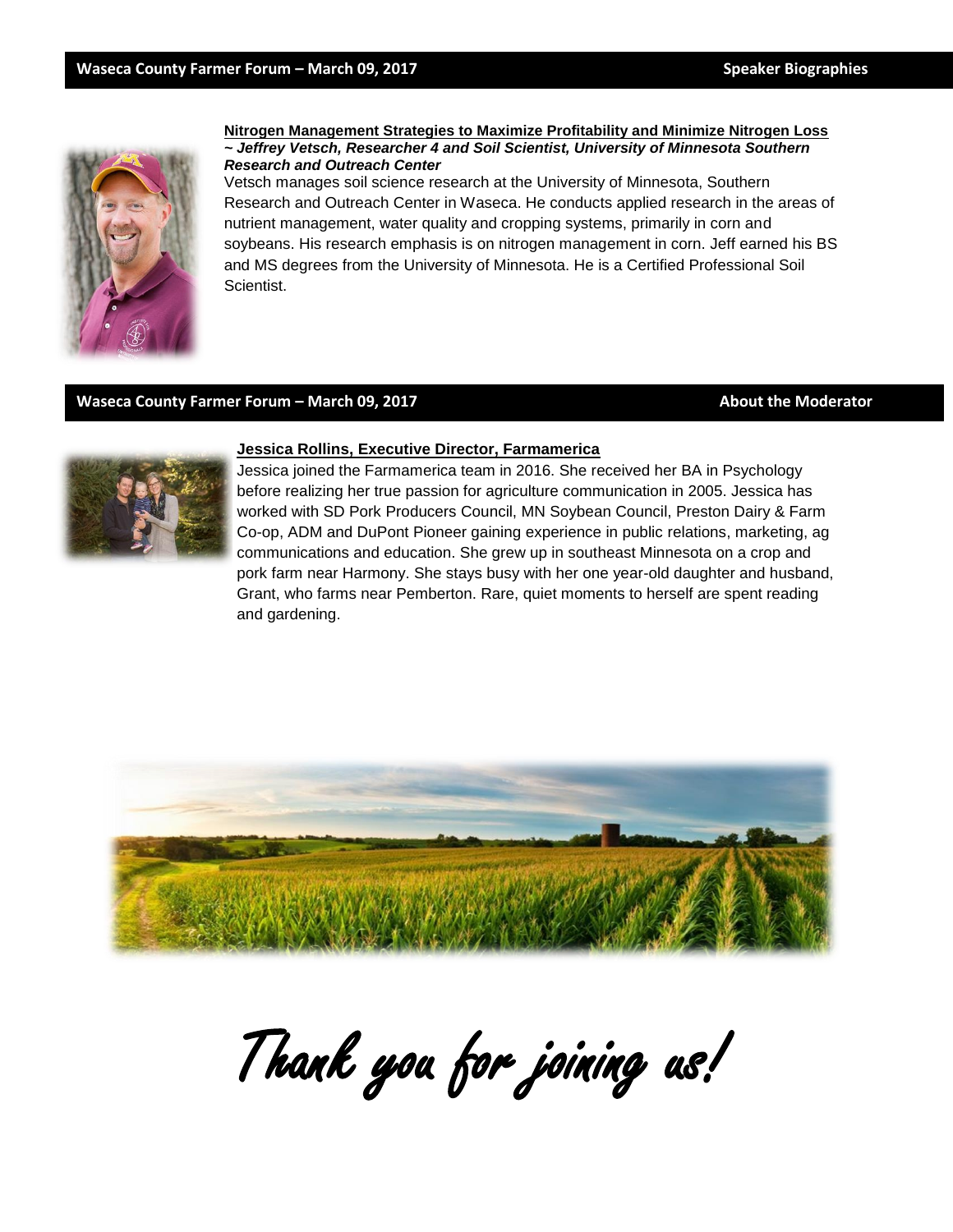## Speaker Biographies

**Nitrogen Management Strategies to Maximize Profitability and Minimize Nitrogen Loss**
***~ Jeffrey Vetsch, Researcher 4 and Soil Scientist, University of Minnesota Southern Research and Outreach Center***

Vetsch manages soil science research at the University of Minnesota, Southern Research and Outreach Center in Waseca. He conducts applied research in the areas of nutrient management, water quality and cropping systems, primarily in corn and soybeans. His research emphasis is on nitrogen management in corn. Jeff earned his BS and MS degrees from the University of Minnesota. He is a Certified Professional Soil Scientist.

## About the Moderator

**Jessica Rollins, Executive Director, Farmamerica**

Jessica joined the Farmamerica team in 2016. She received her BA in Psychology before realizing her true passion for agriculture communication in 2005. Jessica has worked with SD Pork Producers Council, MN Soybean Council, Preston Dairy & Farm Co-op, ADM and DuPont Pioneer gaining experience in public relations, marketing, ag communications and education. She grew up in southeast Minnesota on a crop and pork farm near Harmony. She stays busy with her one year-old daughter and husband, Grant, who farms near Pemberton. Rare, quiet moments to herself are spent reading and gardening.

*Thank you for joining us!*